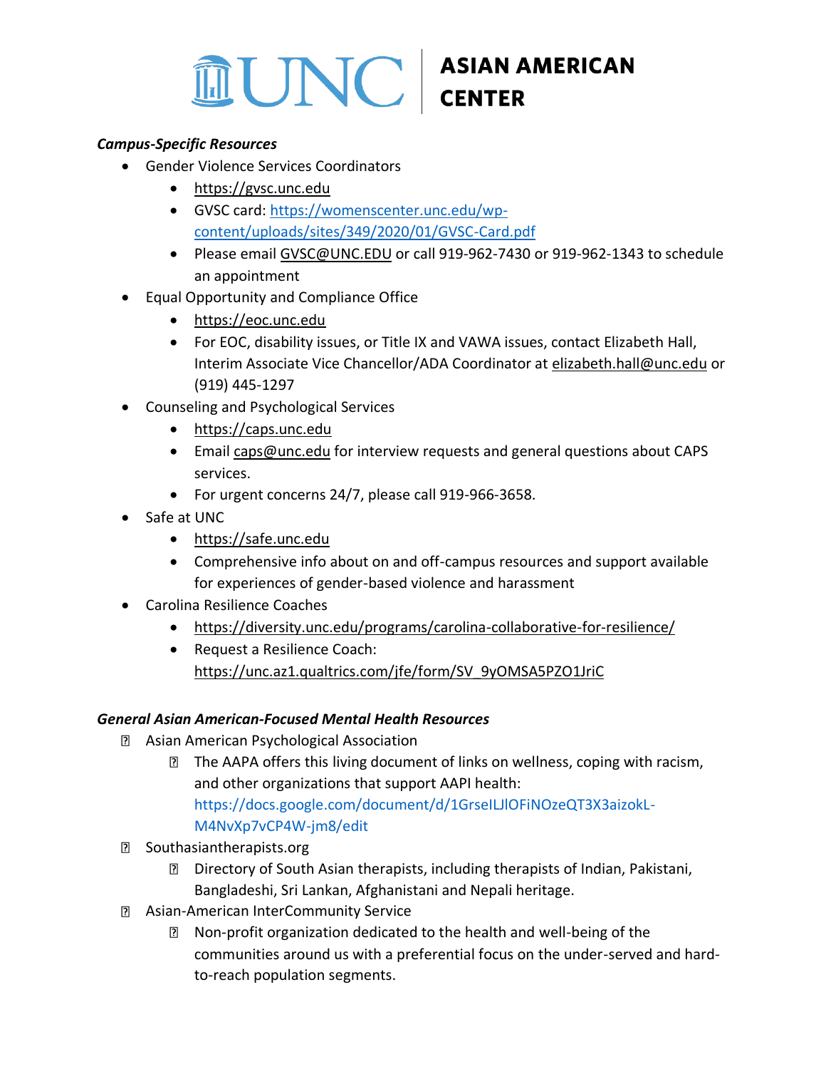# UNC | ASIAN AMERICAN CENTER

***Campus-Specific Resources***

- Gender Violence Services Coordinators
  - https://gvsc.unc.edu
  - GVSC card: https://womenscenter.unc.edu/wp-content/uploads/sites/349/2020/01/GVSC-Card.pdf
  - Please email GVSC@UNC.EDU or call 919-962-7430 or 919-962-1343 to schedule an appointment
- Equal Opportunity and Compliance Office
  - https://eoc.unc.edu
  - For EOC, disability issues, or Title IX and VAWA issues, contact Elizabeth Hall, Interim Associate Vice Chancellor/ADA Coordinator at elizabeth.hall@unc.edu or (919) 445-1297
- Counseling and Psychological Services
  - https://caps.unc.edu
  - Email caps@unc.edu for interview requests and general questions about CAPS services.
  - For urgent concerns 24/7, please call 919-966-3658.
- Safe at UNC
  - https://safe.unc.edu
  - Comprehensive info about on and off-campus resources and support available for experiences of gender-based violence and harassment
- Carolina Resilience Coaches
  - https://diversity.unc.edu/programs/carolina-collaborative-for-resilience/
  - Request a Resilience Coach: https://unc.az1.qualtrics.com/jfe/form/SV_9yOMSA5PZO1JriC

***General Asian American-Focused Mental Health Resources***

- Asian American Psychological Association
  - The AAPA offers this living document of links on wellness, coping with racism, and other organizations that support AAPI health: https://docs.google.com/document/d/1GrseILJlOFiNOzeQT3X3aizokL-M4NvXp7vCP4W-jm8/edit
- Southasiantherapists.org
  - Directory of South Asian therapists, including therapists of Indian, Pakistani, Bangladeshi, Sri Lankan, Afghanistani and Nepali heritage.
- Asian-American InterCommunity Service
  - Non-profit organization dedicated to the health and well-being of the communities around us with a preferential focus on the under-served and hard-to-reach population segments.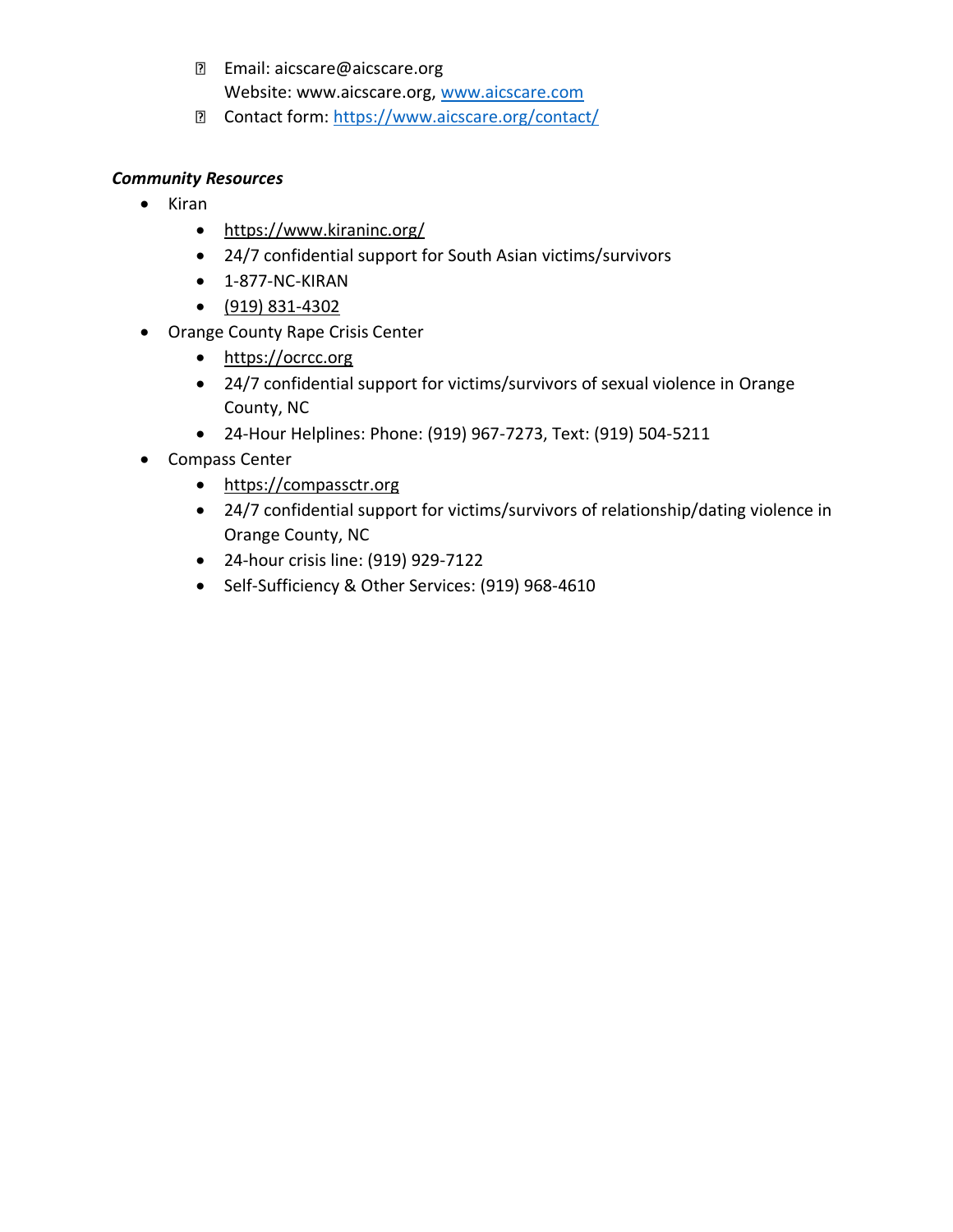- Email: aicscare@aicscare.org
  Website: www.aicscare.org, www.aicscare.com
- Contact form: https://www.aicscare.org/contact/

***Community Resources***

- Kiran
  - https://www.kiraninc.org/
  - 24/7 confidential support for South Asian victims/survivors
  - 1-877-NC-KIRAN
  - (919) 831-4302
- Orange County Rape Crisis Center
  - https://ocrcc.org
  - 24/7 confidential support for victims/survivors of sexual violence in Orange County, NC
  - 24-Hour Helplines: Phone: (919) 967-7273, Text: (919) 504-5211
- Compass Center
  - https://compassctr.org
  - 24/7 confidential support for victims/survivors of relationship/dating violence in Orange County, NC
  - 24-hour crisis line: (919) 929-7122
  - Self-Sufficiency & Other Services: (919) 968-4610